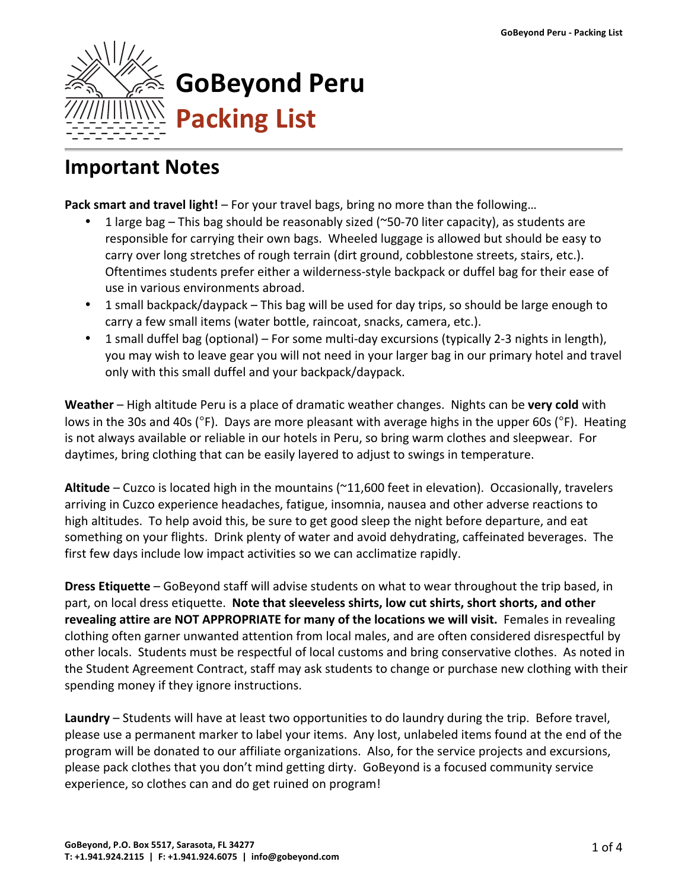# GoBeyond Peru
# Packing List

## Important Notes

**Pack smart and travel light!** – For your travel bags, bring no more than the following…

- 1 large bag – This bag should be reasonably sized (~50-70 liter capacity), as students are responsible for carrying their own bags. Wheeled luggage is allowed but should be easy to carry over long stretches of rough terrain (dirt ground, cobblestone streets, stairs, etc.). Oftentimes students prefer either a wilderness-style backpack or duffel bag for their ease of use in various environments abroad.
- 1 small backpack/daypack – This bag will be used for day trips, so should be large enough to carry a few small items (water bottle, raincoat, snacks, camera, etc.).
- 1 small duffel bag (optional) – For some multi-day excursions (typically 2-3 nights in length), you may wish to leave gear you will not need in your larger bag in our primary hotel and travel only with this small duffel and your backpack/daypack.

**Weather** – High altitude Peru is a place of dramatic weather changes. Nights can be **very cold** with lows in the 30s and 40s (°F). Days are more pleasant with average highs in the upper 60s (°F). Heating is not always available or reliable in our hotels in Peru, so bring warm clothes and sleepwear. For daytimes, bring clothing that can be easily layered to adjust to swings in temperature.

**Altitude** – Cuzco is located high in the mountains (~11,600 feet in elevation). Occasionally, travelers arriving in Cuzco experience headaches, fatigue, insomnia, nausea and other adverse reactions to high altitudes. To help avoid this, be sure to get good sleep the night before departure, and eat something on your flights. Drink plenty of water and avoid dehydrating, caffeinated beverages. The first few days include low impact activities so we can acclimatize rapidly.

**Dress Etiquette** – GoBeyond staff will advise students on what to wear throughout the trip based, in part, on local dress etiquette. **Note that sleeveless shirts, low cut shirts, short shorts, and other revealing attire are NOT APPROPRIATE for many of the locations we will visit.** Females in revealing clothing often garner unwanted attention from local males, and are often considered disrespectful by other locals. Students must be respectful of local customs and bring conservative clothes. As noted in the Student Agreement Contract, staff may ask students to change or purchase new clothing with their spending money if they ignore instructions.

**Laundry** – Students will have at least two opportunities to do laundry during the trip. Before travel, please use a permanent marker to label your items. Any lost, unlabeled items found at the end of the program will be donated to our affiliate organizations. Also, for the service projects and excursions, please pack clothes that you don't mind getting dirty. GoBeyond is a focused community service experience, so clothes can and do get ruined on program!

**GoBeyond, P.O. Box 5517, Sarasota, FL 34277**
**T: +1.941.924.2115 | F: +1.941.924.6075 | info@gobeyond.com**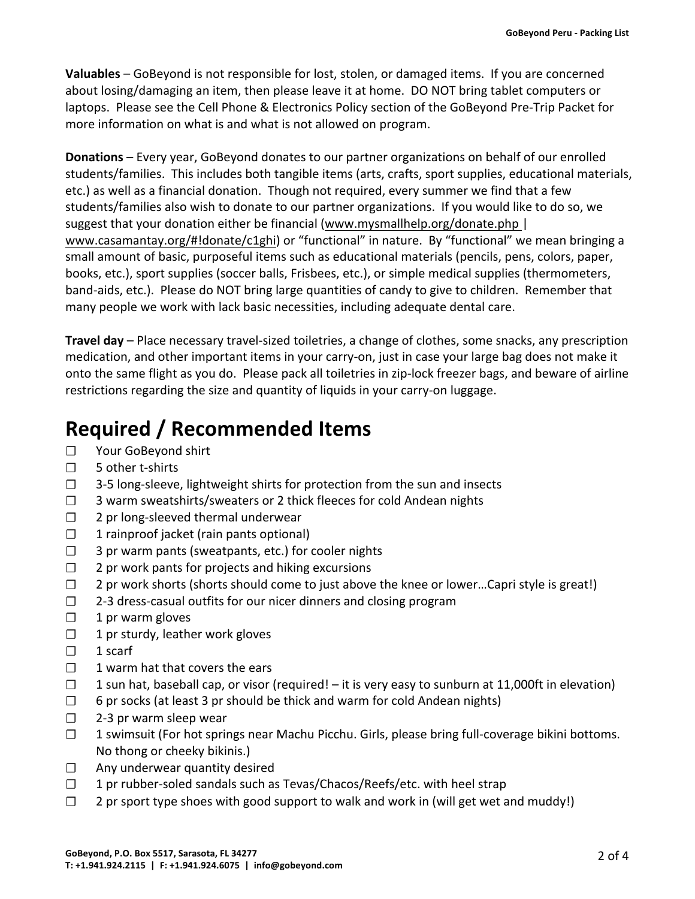**Valuables** – GoBeyond is not responsible for lost, stolen, or damaged items. If you are concerned about losing/damaging an item, then please leave it at home. DO NOT bring tablet computers or laptops. Please see the Cell Phone & Electronics Policy section of the GoBeyond Pre-Trip Packet for more information on what is and what is not allowed on program.

**Donations** – Every year, GoBeyond donates to our partner organizations on behalf of our enrolled students/families. This includes both tangible items (arts, crafts, sport supplies, educational materials, etc.) as well as a financial donation. Though not required, every summer we find that a few students/families also wish to donate to our partner organizations. If you would like to do so, we suggest that your donation either be financial (www.mysmallhelp.org/donate.php | www.casamantay.org/#!donate/c1ghi) or "functional" in nature. By "functional" we mean bringing a small amount of basic, purposeful items such as educational materials (pencils, pens, colors, paper, books, etc.), sport supplies (soccer balls, Frisbees, etc.), or simple medical supplies (thermometers, band-aids, etc.). Please do NOT bring large quantities of candy to give to children. Remember that many people we work with lack basic necessities, including adequate dental care.

**Travel day** – Place necessary travel-sized toiletries, a change of clothes, some snacks, any prescription medication, and other important items in your carry-on, just in case your large bag does not make it onto the same flight as you do. Please pack all toiletries in zip-lock freezer bags, and beware of airline restrictions regarding the size and quantity of liquids in your carry-on luggage.

# Required / Recommended Items

- ☐ Your GoBeyond shirt
- ☐ 5 other t-shirts
- ☐ 3-5 long-sleeve, lightweight shirts for protection from the sun and insects
- ☐ 3 warm sweatshirts/sweaters or 2 thick fleeces for cold Andean nights
- ☐ 2 pr long-sleeved thermal underwear
- ☐ 1 rainproof jacket (rain pants optional)
- ☐ 3 pr warm pants (sweatpants, etc.) for cooler nights
- ☐ 2 pr work pants for projects and hiking excursions
- ☐ 2 pr work shorts (shorts should come to just above the knee or lower…Capri style is great!)
- ☐ 2-3 dress-casual outfits for our nicer dinners and closing program
- ☐ 1 pr warm gloves
- ☐ 1 pr sturdy, leather work gloves
- ☐ 1 scarf
- ☐ 1 warm hat that covers the ears
- ☐ 1 sun hat, baseball cap, or visor (required! – it is very easy to sunburn at 11,000ft in elevation)
- ☐ 6 pr socks (at least 3 pr should be thick and warm for cold Andean nights)
- ☐ 2-3 pr warm sleep wear
- ☐ 1 swimsuit (For hot springs near Machu Picchu. Girls, please bring full-coverage bikini bottoms. No thong or cheeky bikinis.)
- ☐ Any underwear quantity desired
- ☐ 1 pr rubber-soled sandals such as Tevas/Chacos/Reefs/etc. with heel strap
- ☐ 2 pr sport type shoes with good support to walk and work in (will get wet and muddy!)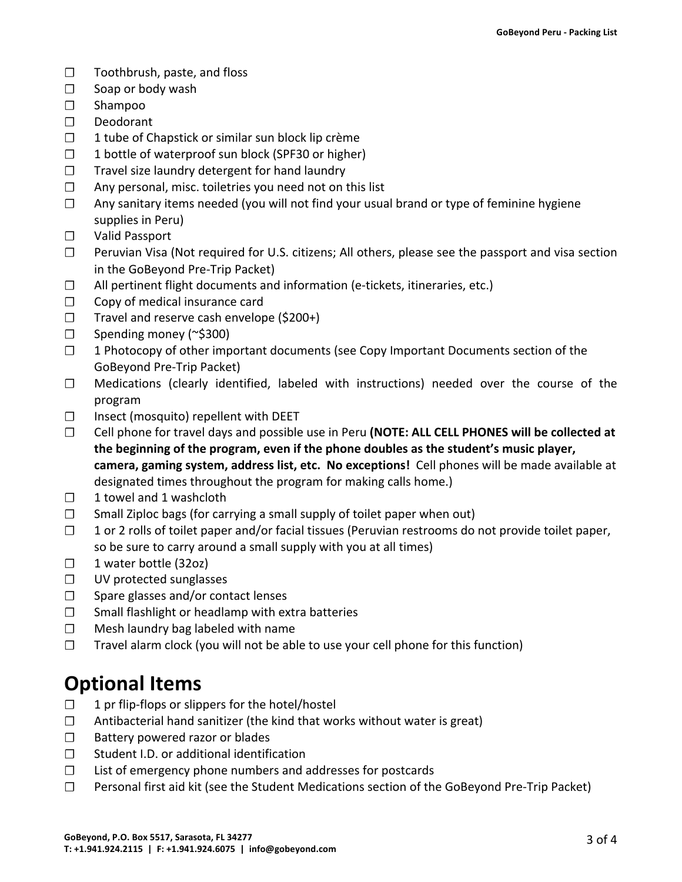- ☐ Toothbrush, paste, and floss
- ☐ Soap or body wash
- ☐ Shampoo
- ☐ Deodorant
- ☐ 1 tube of Chapstick or similar sun block lip crème
- ☐ 1 bottle of waterproof sun block (SPF30 or higher)
- ☐ Travel size laundry detergent for hand laundry
- ☐ Any personal, misc. toiletries you need not on this list
- ☐ Any sanitary items needed (you will not find your usual brand or type of feminine hygiene supplies in Peru)
- ☐ Valid Passport
- ☐ Peruvian Visa (Not required for U.S. citizens; All others, please see the passport and visa section in the GoBeyond Pre-Trip Packet)
- ☐ All pertinent flight documents and information (e-tickets, itineraries, etc.)
- ☐ Copy of medical insurance card
- ☐ Travel and reserve cash envelope ($200+)
- ☐ Spending money (~$300)
- ☐ 1 Photocopy of other important documents (see Copy Important Documents section of the GoBeyond Pre-Trip Packet)
- ☐ Medications (clearly identified, labeled with instructions) needed over the course of the program
- ☐ Insect (mosquito) repellent with DEET
- ☐ Cell phone for travel days and possible use in Peru **(NOTE: ALL CELL PHONES will be collected at the beginning of the program, even if the phone doubles as the student's music player, camera, gaming system, address list, etc. No exceptions!** Cell phones will be made available at designated times throughout the program for making calls home.)
- ☐ 1 towel and 1 washcloth
- ☐ Small Ziploc bags (for carrying a small supply of toilet paper when out)
- ☐ 1 or 2 rolls of toilet paper and/or facial tissues (Peruvian restrooms do not provide toilet paper, so be sure to carry around a small supply with you at all times)
- ☐ 1 water bottle (32oz)
- ☐ UV protected sunglasses
- ☐ Spare glasses and/or contact lenses
- ☐ Small flashlight or headlamp with extra batteries
- ☐ Mesh laundry bag labeled with name
- ☐ Travel alarm clock (you will not be able to use your cell phone for this function)

# Optional Items

- ☐ 1 pr flip-flops or slippers for the hotel/hostel
- ☐ Antibacterial hand sanitizer (the kind that works without water is great)
- ☐ Battery powered razor or blades
- ☐ Student I.D. or additional identification
- ☐ List of emergency phone numbers and addresses for postcards
- ☐ Personal first aid kit (see the Student Medications section of the GoBeyond Pre-Trip Packet)

GoBeyond, P.O. Box 5517, Sarasota, FL 34277
T: +1.941.924.2115 | F: +1.941.924.6075 | info@gobeyond.com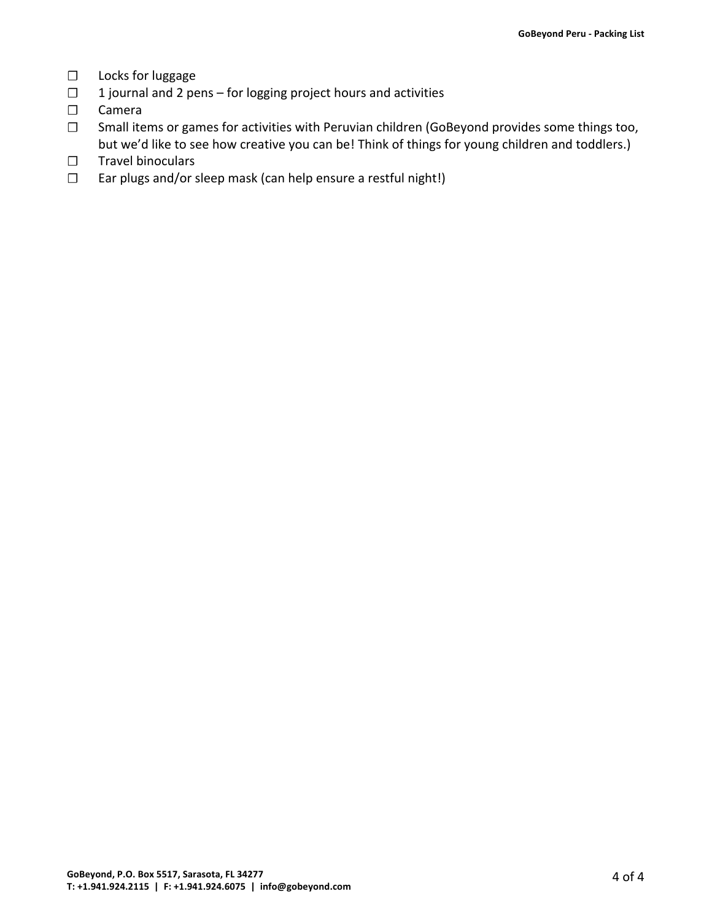- ☐ Locks for luggage
- ☐ 1 journal and 2 pens – for logging project hours and activities
- ☐ Camera
- ☐ Small items or games for activities with Peruvian children (GoBeyond provides some things too, but we'd like to see how creative you can be! Think of things for young children and toddlers.)
- ☐ Travel binoculars
- ☐ Ear plugs and/or sleep mask (can help ensure a restful night!)